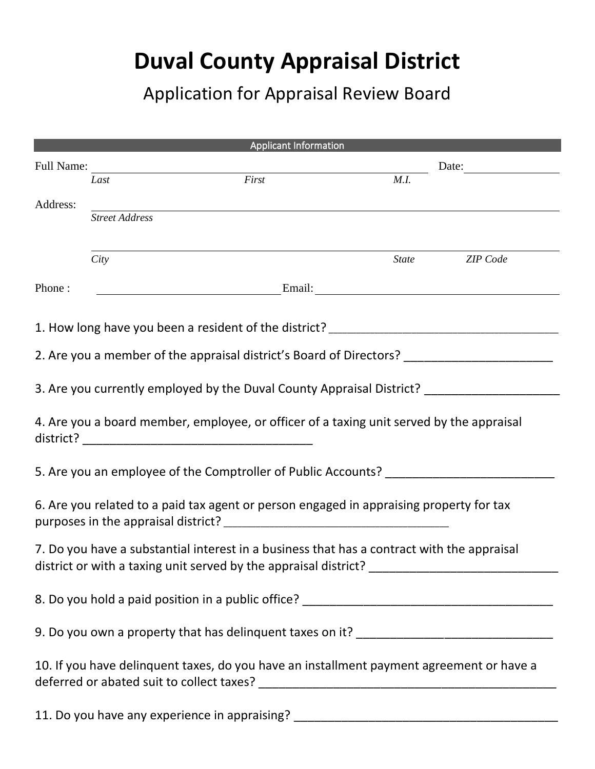# Duval County Appraisal District

## Application for Appraisal Review Board

**Applicant Information**

Full Name: ______________________________________________ Date: ______________

*Last* *First* *M.I.*

Address: ______________________________________________

*Street Address*

______________________________________________

*City* *State* *ZIP Code*

Phone : ______________________ Email: ______________________

1. How long have you been a resident of the district? ___________________________________

2. Are you a member of the appraisal district's Board of Directors? ______________________

3. Are you currently employed by the Duval County Appraisal District? ____________________

4. Are you a board member, employee, or officer of a taxing unit served by the appraisal district? __________________________________

5. Are you an employee of the Comptroller of Public Accounts? _________________________

6. Are you related to a paid tax agent or person engaged in appraising property for tax purposes in the appraisal district? __________________________________

7. Do you have a substantial interest in a business that has a contract with the appraisal district or with a taxing unit served by the appraisal district? ____________________________

8. Do you hold a paid position in a public office? ______________________________________

9. Do you own a property that has delinquent taxes on it? _____________________________

10. If you have delinquent taxes, do you have an installment payment agreement or have a deferred or abated suit to collect taxes? ______________________________________________

11. Do you have any experience in appraising? ________________________________________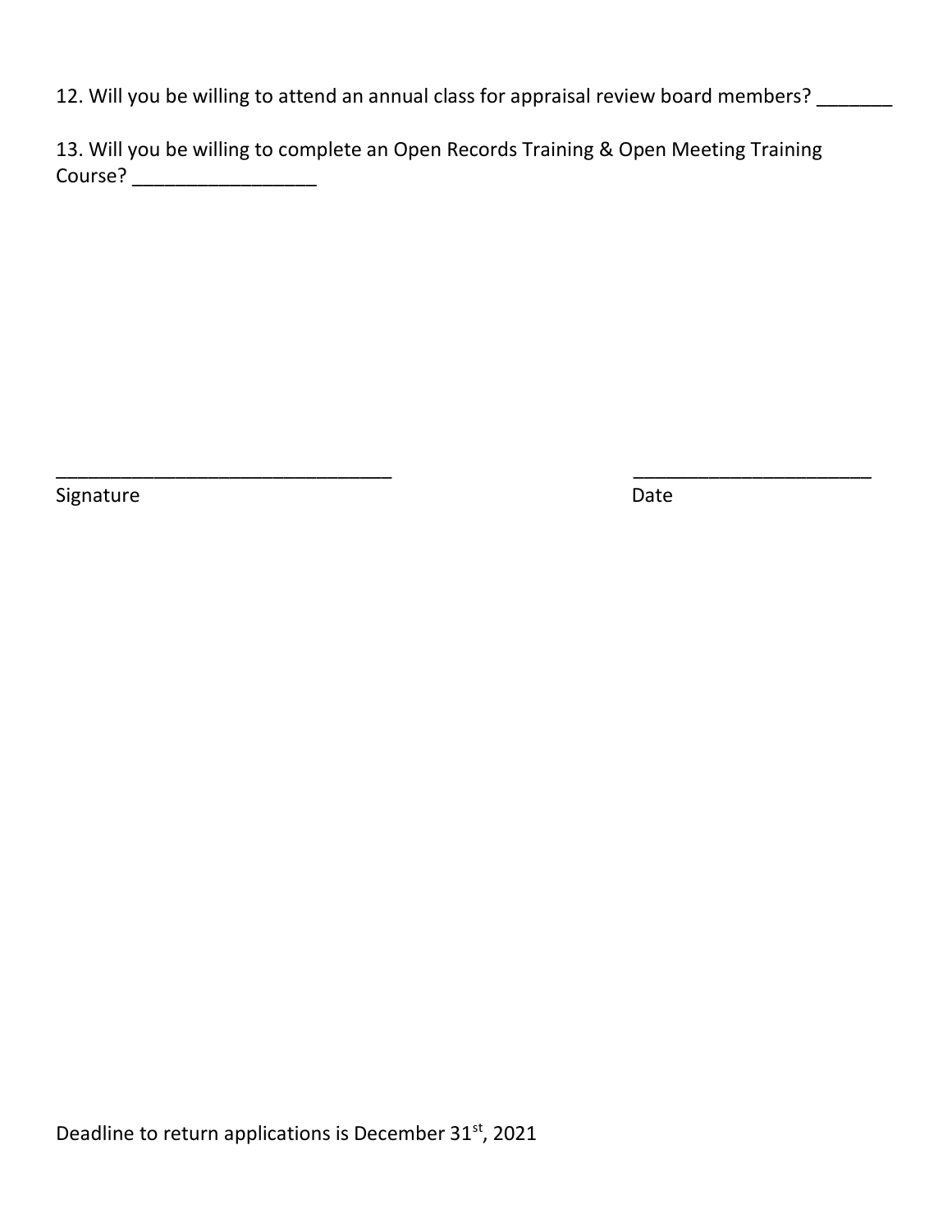12. Will you be willing to attend an annual class for appraisal review board members? _______

13. Will you be willing to complete an Open Records Training & Open Meeting Training Course? _________________

________________________________ &nbsp;&nbsp;&nbsp;&nbsp;&nbsp;&nbsp;&nbsp;&nbsp;&nbsp;&nbsp;&nbsp;&nbsp;&nbsp;&nbsp;&nbsp;&nbsp;&nbsp;&nbsp;&nbsp;&nbsp; _______________________

Signature &nbsp;&nbsp;&nbsp;&nbsp;&nbsp;&nbsp;&nbsp;&nbsp;&nbsp;&nbsp;&nbsp;&nbsp;&nbsp;&nbsp;&nbsp;&nbsp;&nbsp;&nbsp;&nbsp;&nbsp;&nbsp;&nbsp;&nbsp;&nbsp;&nbsp;&nbsp;&nbsp;&nbsp;&nbsp;&nbsp;&nbsp;&nbsp;&nbsp;&nbsp;&nbsp;&nbsp;&nbsp;&nbsp;&nbsp;&nbsp; Date

Deadline to return applications is December 31st, 2021